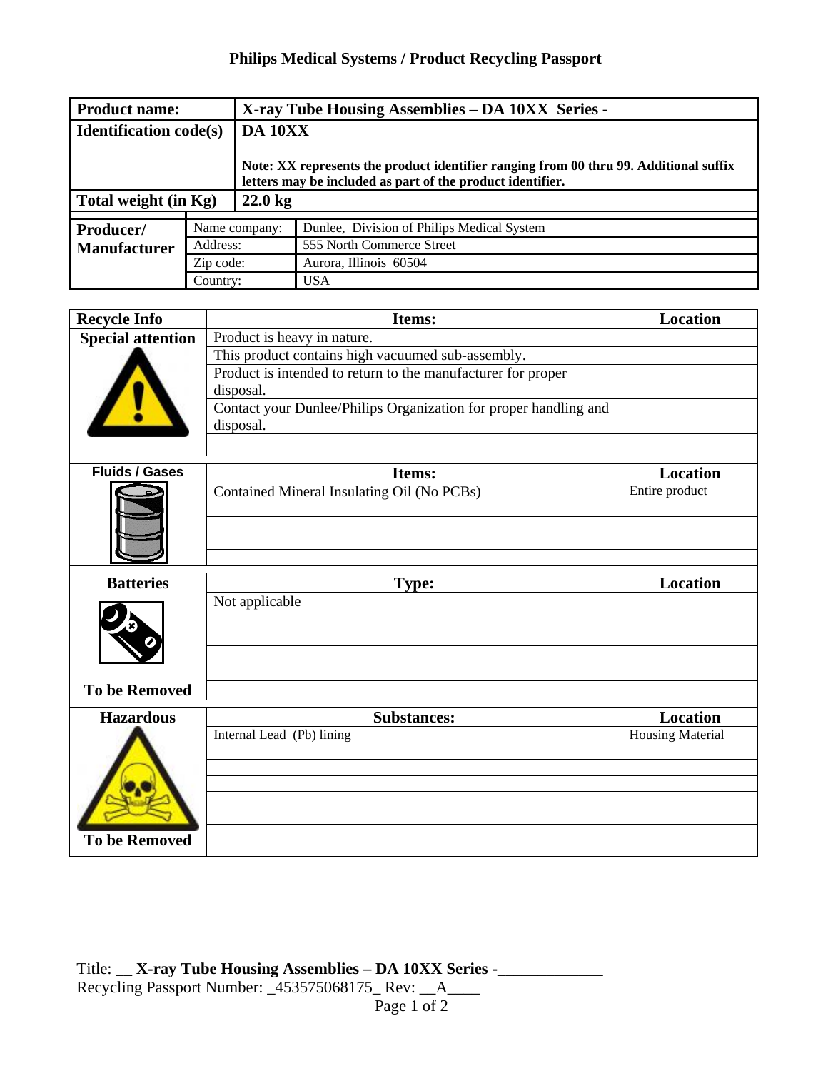# Philips Medical Systems / Product Recycling Passport

| **Product name:** | **X-ray Tube Housing Assemblies – DA 10XX Series -** | |
|---|---|---|
| **Identification code(s)** | **DA 10XX**<br><br>**Note: XX represents the product identifier ranging from 00 thru 99. Additional suffix letters may be included as part of the product identifier.** | |
| **Total weight (in Kg)** | **22.0 kg** | |
| **Producer/ Manufacturer** | Name company: | Dunlee, Division of Philips Medical System |
| | Address: | 555 North Commerce Street |
| | Zip code: | Aurora, Illinois 60504 |
| | Country: | USA |

| **Recycle Info** | **Items:** | **Location** |
|---|---|---|
| **Special attention** | Product is heavy in nature. | |
| | This product contains high vacuumed sub-assembly. | |
| | Product is intended to return to the manufacturer for proper disposal. | |
| | Contact your Dunlee/Philips Organization for proper handling and disposal. | |
| | | |

| **Fluids / Gases** | **Items:** | **Location** |
|---|---|---|
| | Contained Mineral Insulating Oil (No PCBs) | Entire product |
| | | |
| | | |
| | | |
| | | |

| **Batteries** | **Type:** | **Location** |
|---|---|---|
| | Not applicable | |
| | | |
| | | |
| | | |
| | | |
| **To be Removed** | | |

| **Hazardous** | **Substances:** | **Location** |
|---|---|---|
| | Internal Lead (Pb) lining | Housing Material |
| | | |
| | | |
| | | |
| | | |
| | | |
| | | |
| **To be Removed** | | |

Title: __ **X-ray Tube Housing Assemblies – DA 10XX Series -**_____________
Recycling Passport Number: _453575068175_ Rev: __A____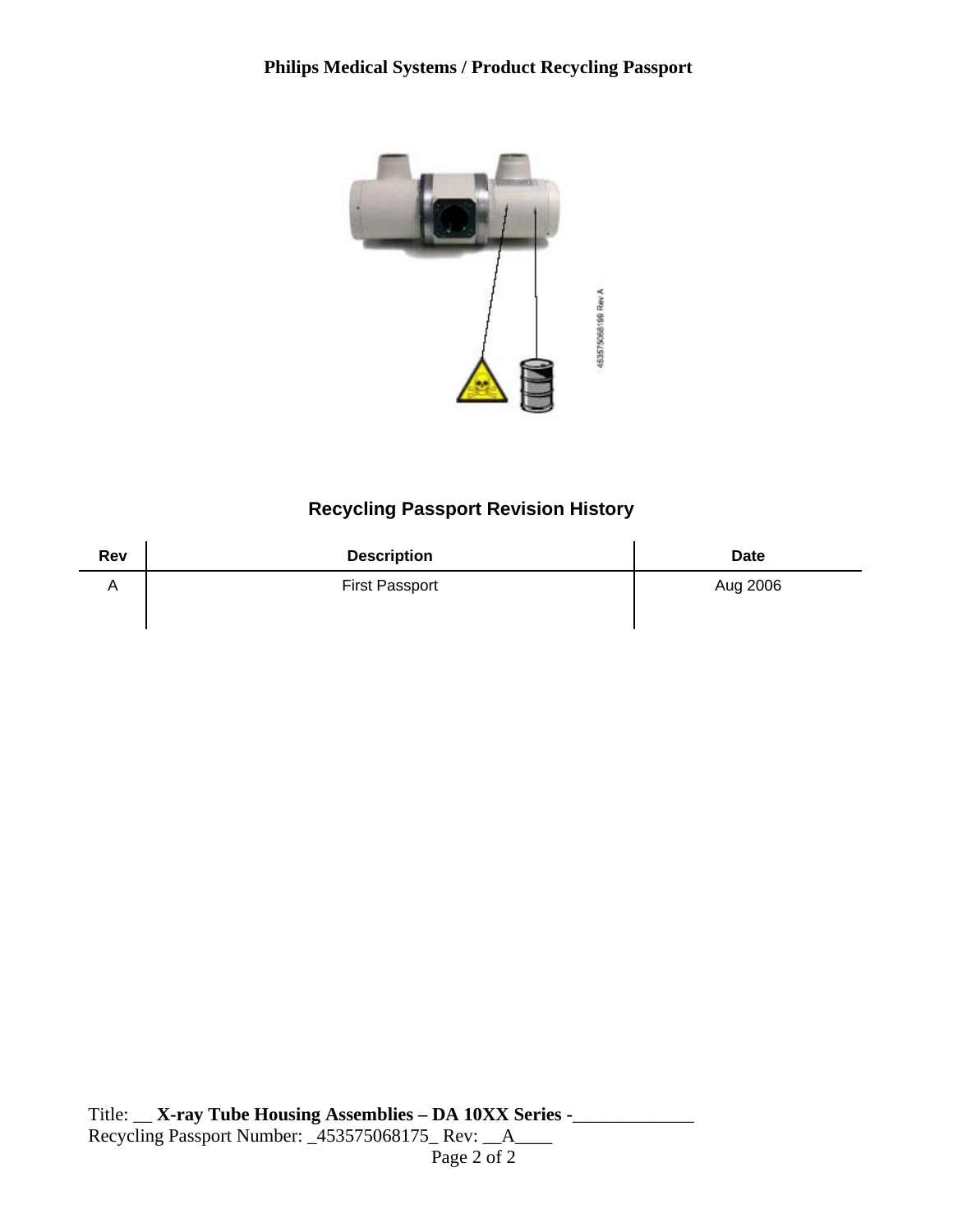## Recycling Passport Revision History

| Rev | Description | Date |
|---|---|---|
| A | First Passport | Aug 2006 |

Title: __ **X-ray Tube Housing Assemblies – DA 10XX Series -**_____________

Recycling Passport Number: _453575068175_ Rev: __A____